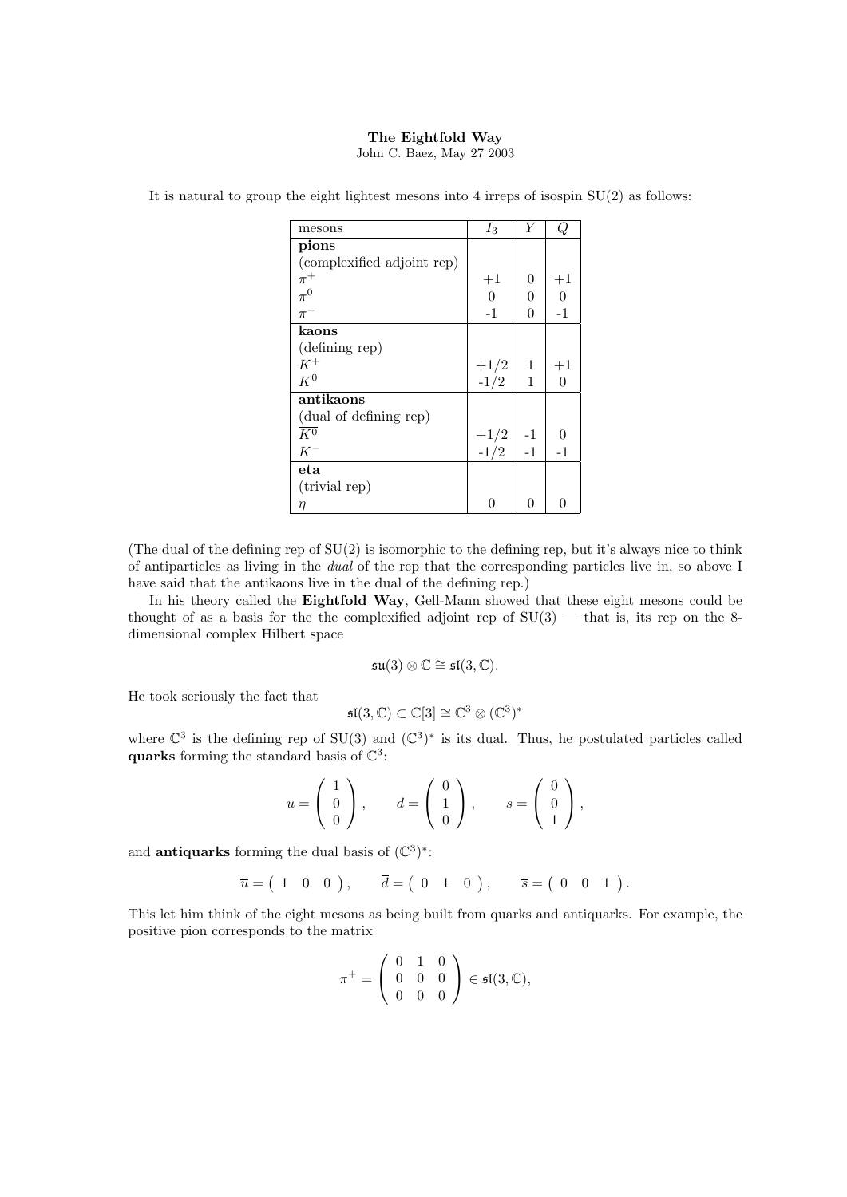# The Eightfold Way

John C. Baez, May 27 2003

It is natural to group the eight lightest mesons into 4 irreps of isospin SU(2) as follows:

| mesons | $I_3$ | $Y$ | $Q$ |
|---|---|---|---|
| **pions** | | | |
| (complexified adjoint rep) | | | |
| $\pi^+$ | +1 | 0 | +1 |
| $\pi^0$ | 0 | 0 | 0 |
| $\pi^-$ | -1 | 0 | -1 |
| **kaons** | | | |
| (defining rep) | | | |
| $K^+$ | +1/2 | 1 | +1 |
| $K^0$ | -1/2 | 1 | 0 |
| **antikaons** | | | |
| (dual of defining rep) | | | |
| $\overline{K^0}$ | +1/2 | -1 | 0 |
| $K^-$ | -1/2 | -1 | -1 |
| **eta** | | | |
| (trivial rep) | | | |
| $\eta$ | 0 | 0 | 0 |

(The dual of the defining rep of SU(2) is isomorphic to the defining rep, but it's always nice to think of antiparticles as living in the *dual* of the rep that the corresponding particles live in, so above I have said that the antikaons live in the dual of the defining rep.)

In his theory called the **Eightfold Way**, Gell-Mann showed that these eight mesons could be thought of as a basis for the the complexified adjoint rep of SU(3) — that is, its rep on the 8-dimensional complex Hilbert space

$$\mathfrak{su}(3) \otimes \mathbb{C} \cong \mathfrak{sl}(3, \mathbb{C}).$$

He took seriously the fact that

$$\mathfrak{sl}(3, \mathbb{C}) \subset \mathbb{C}[3] \cong \mathbb{C}^3 \otimes (\mathbb{C}^3)^*$$

where $\mathbb{C}^3$ is the defining rep of SU(3) and $(\mathbb{C}^3)^*$ is its dual. Thus, he postulated particles called **quarks** forming the standard basis of $\mathbb{C}^3$:

$$u = \begin{pmatrix} 1 \\ 0 \\ 0 \end{pmatrix}, \qquad d = \begin{pmatrix} 0 \\ 1 \\ 0 \end{pmatrix}, \qquad s = \begin{pmatrix} 0 \\ 0 \\ 1 \end{pmatrix},$$

and **antiquarks** forming the dual basis of $(\mathbb{C}^3)^*$:

$$\overline{u} = \begin{pmatrix} 1 & 0 & 0 \end{pmatrix}, \qquad \overline{d} = \begin{pmatrix} 0 & 1 & 0 \end{pmatrix}, \qquad \overline{s} = \begin{pmatrix} 0 & 0 & 1 \end{pmatrix}.$$

This let him think of the eight mesons as being built from quarks and antiquarks. For example, the positive pion corresponds to the matrix

$$\pi^+ = \begin{pmatrix} 0 & 1 & 0 \\ 0 & 0 & 0 \\ 0 & 0 & 0 \end{pmatrix} \in \mathfrak{sl}(3, \mathbb{C}),$$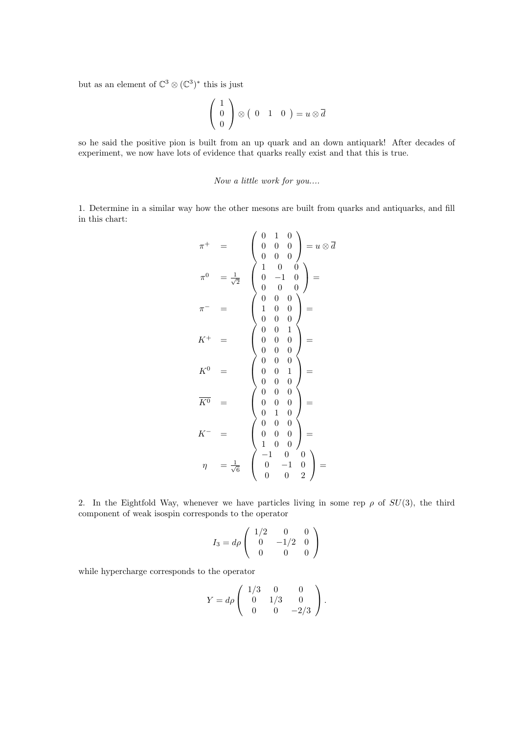but as an element of $\mathbb{C}^3 \otimes (\mathbb{C}^3)^*$ this is just

$$\begin{pmatrix} 1 \\ 0 \\ 0 \end{pmatrix} \otimes \begin{pmatrix} 0 & 1 & 0 \end{pmatrix} = u \otimes \overline{d}$$

so he said the positive pion is built from an up quark and an down antiquark! After decades of experiment, we now have lots of evidence that quarks really exist and that this is true.

*Now a little work for you....*

1. Determine in a similar way how the other mesons are built from quarks and antiquarks, and fill in this chart:

$$\begin{aligned}
\pi^+ &= \begin{pmatrix} 0 & 1 & 0 \\ 0 & 0 & 0 \\ 0 & 0 & 0 \end{pmatrix} = u \otimes \overline{d} \\
\pi^0 &= \frac{1}{\sqrt{2}} \begin{pmatrix} 1 & 0 & 0 \\ 0 & -1 & 0 \\ 0 & 0 & 0 \end{pmatrix} = \\
\pi^- &= \begin{pmatrix} 0 & 0 & 0 \\ 1 & 0 & 0 \\ 0 & 0 & 0 \end{pmatrix} = \\
K^+ &= \begin{pmatrix} 0 & 0 & 1 \\ 0 & 0 & 0 \\ 0 & 0 & 0 \end{pmatrix} = \\
K^0 &= \begin{pmatrix} 0 & 0 & 0 \\ 0 & 0 & 1 \\ 0 & 0 & 0 \end{pmatrix} = \\
\overline{K^0} &= \begin{pmatrix} 0 & 0 & 0 \\ 0 & 0 & 0 \\ 0 & 1 & 0 \end{pmatrix} = \\
K^- &= \begin{pmatrix} 0 & 0 & 0 \\ 0 & 0 & 0 \\ 1 & 0 & 0 \end{pmatrix} = \\
\eta &= \frac{1}{\sqrt{6}} \begin{pmatrix} -1 & 0 & 0 \\ 0 & -1 & 0 \\ 0 & 0 & 2 \end{pmatrix} =
\end{aligned}$$

2. In the Eightfold Way, whenever we have particles living in some rep $\rho$ of $SU(3)$, the third component of weak isospin corresponds to the operator

$$I_3 = d\rho \begin{pmatrix} 1/2 & 0 & 0 \\ 0 & -1/2 & 0 \\ 0 & 0 & 0 \end{pmatrix}$$

while hypercharge corresponds to the operator

$$Y = d\rho \begin{pmatrix} 1/3 & 0 & 0 \\ 0 & 1/3 & 0 \\ 0 & 0 & -2/3 \end{pmatrix}.$$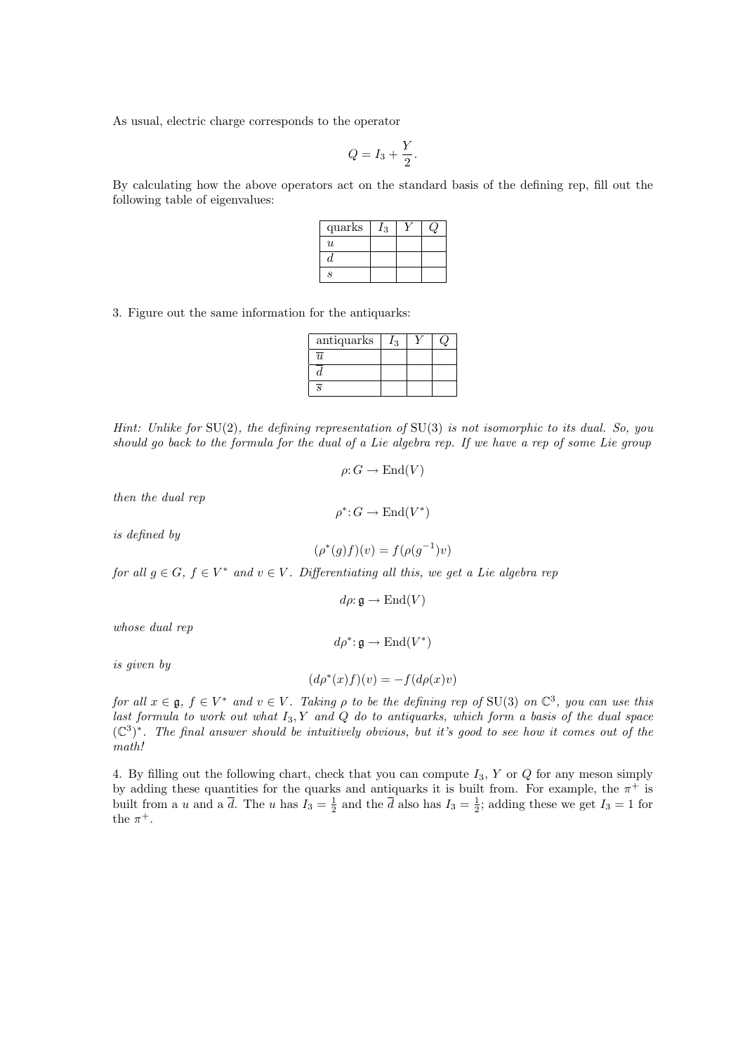As usual, electric charge corresponds to the operator

$$Q = I_3 + \frac{Y}{2}.$$

By calculating how the above operators act on the standard basis of the defining rep, fill out the following table of eigenvalues:

| quarks | $I_3$ | $Y$ | $Q$ |
|---|---|---|---|
| $u$ | | | |
| $d$ | | | |
| $s$ | | | |

3. Figure out the same information for the antiquarks:

| antiquarks | $I_3$ | $Y$ | $Q$ |
|---|---|---|---|
| $\overline{u}$ | | | |
| $\overline{d}$ | | | |
| $\overline{s}$ | | | |

*Hint: Unlike for* SU(2)*, the defining representation of* SU(3) *is not isomorphic to its dual. So, you should go back to the formula for the dual of a Lie algebra rep. If we have a rep of some Lie group*

$$\rho: G \to \mathrm{End}(V)$$

*then the dual rep*

$$\rho^*: G \to \mathrm{End}(V^*)$$

*is defined by*

$$(\rho^*(g)f)(v) = f(\rho(g^{-1})v)$$

*for all $g \in G$, $f \in V^*$ and $v \in V$. Differentiating all this, we get a Lie algebra rep*

$$d\rho: \mathfrak{g} \to \mathrm{End}(V)$$

*whose dual rep*

$$d\rho^*: \mathfrak{g} \to \mathrm{End}(V^*)$$

*is given by*

$$(d\rho^*(x)f)(v) = -f(d\rho(x)v)$$

*for all $x \in \mathfrak{g}$, $f \in V^*$ and $v \in V$. Taking $\rho$ to be the defining rep of* SU(3) *on $\mathbb{C}^3$, you can use this last formula to work out what $I_3, Y$ and $Q$ do to antiquarks, which form a basis of the dual space $(\mathbb{C}^3)^*$. The final answer should be intuitively obvious, but it's good to see how it comes out of the math!*

4. By filling out the following chart, check that you can compute $I_3$, $Y$ or $Q$ for any meson simply by adding these quantities for the quarks and antiquarks it is built from. For example, the $\pi^+$ is built from a $u$ and a $\overline{d}$. The $u$ has $I_3 = \frac{1}{2}$ and the $\overline{d}$ also has $I_3 = \frac{1}{2}$; adding these we get $I_3 = 1$ for the $\pi^+$.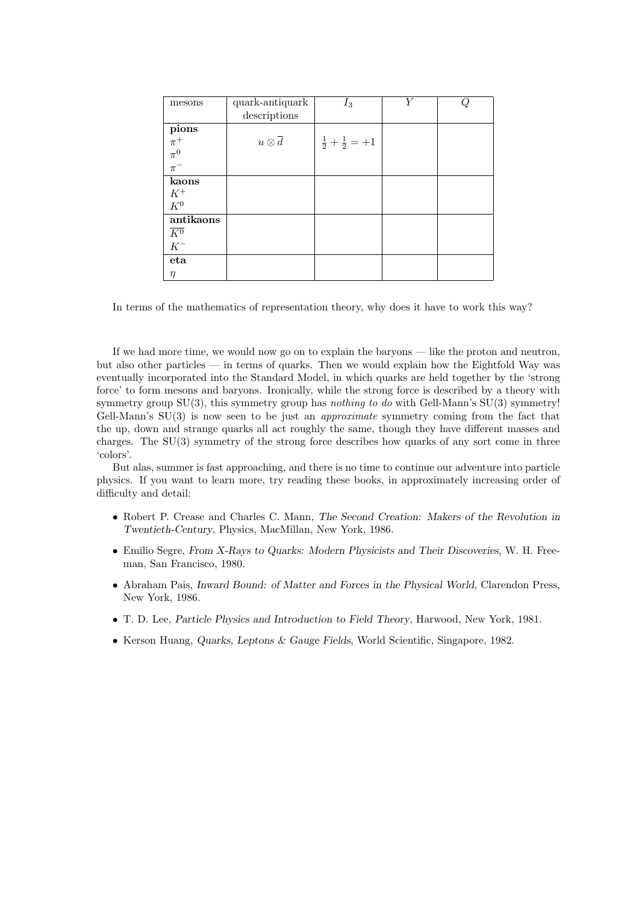| mesons | quark-antiquark descriptions | $I_3$ | $Y$ | $Q$ |
|---|---|---|---|---|
| **pions**<br>$\pi^+$<br>$\pi^0$<br>$\pi^-$ | $u \otimes \overline{d}$ | $\frac{1}{2} + \frac{1}{2} = +1$ | | |
| **kaons**<br>$K^+$<br>$K^0$ | | | | |
| **antikaons**<br>$\overline{K^0}$<br>$K^-$ | | | | |
| **eta**<br>$\eta$ | | | | |

In terms of the mathematics of representation theory, why does it have to work this way?

If we had more time, we would now go on to explain the baryons — like the proton and neutron, but also other particles — in terms of quarks. Then we would explain how the Eightfold Way was eventually incorporated into the Standard Model, in which quarks are held together by the 'strong force' to form mesons and baryons. Ironically, while the strong force is described by a theory with symmetry group SU(3), this symmetry group has *nothing to do* with Gell-Mann's SU(3) symmetry! Gell-Mann's SU(3) is now seen to be just an *approximate* symmetry coming from the fact that the up, down and strange quarks all act roughly the same, though they have different masses and charges. The SU(3) symmetry of the strong force describes how quarks of any sort come in three 'colors'.

But alas, summer is fast approaching, and there is no time to continue our adventure into particle physics. If you want to learn more, try reading these books, in approximately increasing order of difficulty and detail:

- Robert P. Crease and Charles C. Mann, *The Second Creation: Makers of the Revolution in Twentieth-Century*, Physics, MacMillan, New York, 1986.
- Emilio Segre, *From X-Rays to Quarks: Modern Physicists and Their Discoveries*, W. H. Freeman, San Francisco, 1980.
- Abraham Pais, *Inward Bound: of Matter and Forces in the Physical World*, Clarendon Press, New York, 1986.
- T. D. Lee, *Particle Physics and Introduction to Field Theory*, Harwood, New York, 1981.
- Kerson Huang, *Quarks, Leptons & Gauge Fields*, World Scientific, Singapore, 1982.